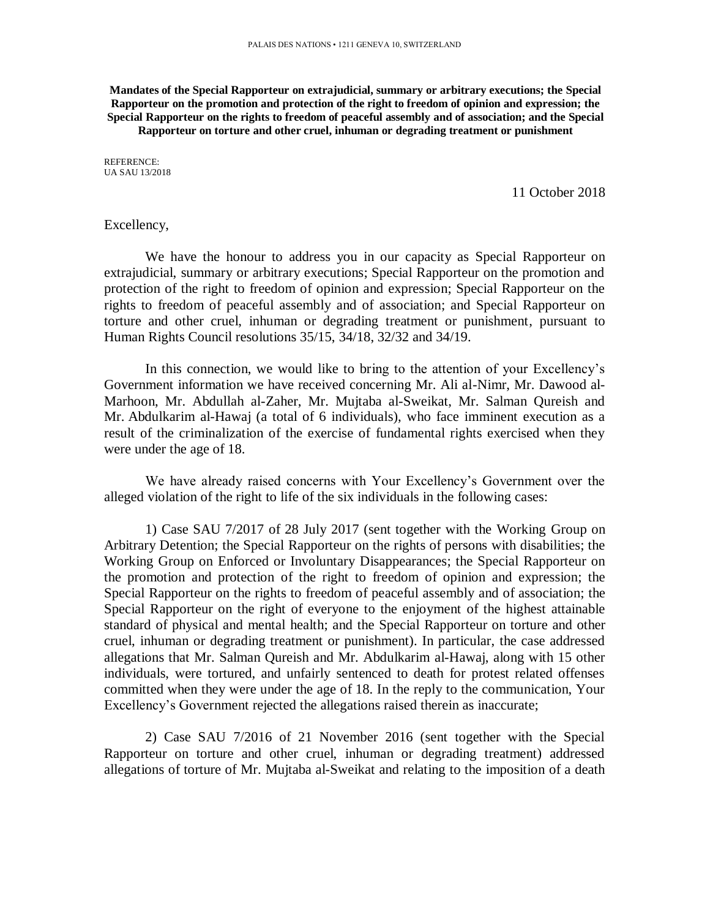PALAIS DES NATIONS • 1211 GENEVA 10, SWITZERLAND

**Mandates of the Special Rapporteur on extrajudicial, summary or arbitrary executions; the Special Rapporteur on the promotion and protection of the right to freedom of opinion and expression; the Special Rapporteur on the rights to freedom of peaceful assembly and of association; and the Special Rapporteur on torture and other cruel, inhuman or degrading treatment or punishment**

REFERENCE:
UA SAU 13/2018

11 October 2018

Excellency,

We have the honour to address you in our capacity as Special Rapporteur on extrajudicial, summary or arbitrary executions; Special Rapporteur on the promotion and protection of the right to freedom of opinion and expression; Special Rapporteur on the rights to freedom of peaceful assembly and of association; and Special Rapporteur on torture and other cruel, inhuman or degrading treatment or punishment, pursuant to Human Rights Council resolutions 35/15, 34/18, 32/32 and 34/19.

In this connection, we would like to bring to the attention of your Excellency's Government information we have received concerning Mr. Ali al-Nimr, Mr. Dawood al-Marhoon, Mr. Abdullah al-Zaher, Mr. Mujtaba al-Sweikat, Mr. Salman Qureish and Mr. Abdulkarim al-Hawaj (a total of 6 individuals), who face imminent execution as a result of the criminalization of the exercise of fundamental rights exercised when they were under the age of 18.

We have already raised concerns with Your Excellency's Government over the alleged violation of the right to life of the six individuals in the following cases:

1) Case SAU 7/2017 of 28 July 2017 (sent together with the Working Group on Arbitrary Detention; the Special Rapporteur on the rights of persons with disabilities; the Working Group on Enforced or Involuntary Disappearances; the Special Rapporteur on the promotion and protection of the right to freedom of opinion and expression; the Special Rapporteur on the rights to freedom of peaceful assembly and of association; the Special Rapporteur on the right of everyone to the enjoyment of the highest attainable standard of physical and mental health; and the Special Rapporteur on torture and other cruel, inhuman or degrading treatment or punishment). In particular, the case addressed allegations that Mr. Salman Qureish and Mr. Abdulkarim al-Hawaj, along with 15 other individuals, were tortured, and unfairly sentenced to death for protest related offenses committed when they were under the age of 18. In the reply to the communication, Your Excellency's Government rejected the allegations raised therein as inaccurate;

2) Case SAU 7/2016 of 21 November 2016 (sent together with the Special Rapporteur on torture and other cruel, inhuman or degrading treatment) addressed allegations of torture of Mr. Mujtaba al-Sweikat and relating to the imposition of a death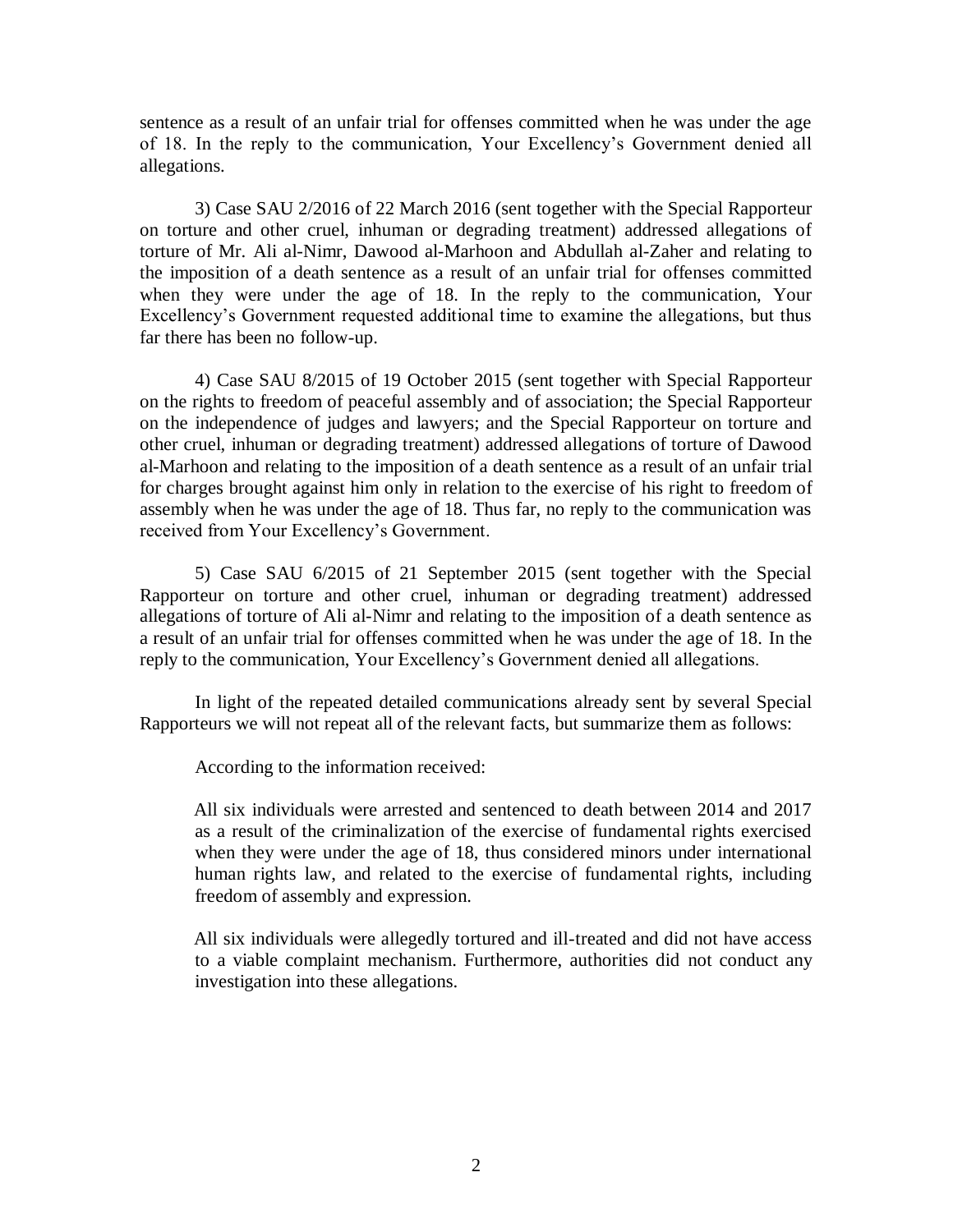sentence as a result of an unfair trial for offenses committed when he was under the age of 18. In the reply to the communication, Your Excellency's Government denied all allegations.

3) Case SAU 2/2016 of 22 March 2016 (sent together with the Special Rapporteur on torture and other cruel, inhuman or degrading treatment) addressed allegations of torture of Mr. Ali al-Nimr, Dawood al-Marhoon and Abdullah al-Zaher and relating to the imposition of a death sentence as a result of an unfair trial for offenses committed when they were under the age of 18. In the reply to the communication, Your Excellency's Government requested additional time to examine the allegations, but thus far there has been no follow-up.

4) Case SAU 8/2015 of 19 October 2015 (sent together with Special Rapporteur on the rights to freedom of peaceful assembly and of association; the Special Rapporteur on the independence of judges and lawyers; and the Special Rapporteur on torture and other cruel, inhuman or degrading treatment) addressed allegations of torture of Dawood al-Marhoon and relating to the imposition of a death sentence as a result of an unfair trial for charges brought against him only in relation to the exercise of his right to freedom of assembly when he was under the age of 18. Thus far, no reply to the communication was received from Your Excellency's Government.

5) Case SAU 6/2015 of 21 September 2015 (sent together with the Special Rapporteur on torture and other cruel, inhuman or degrading treatment) addressed allegations of torture of Ali al-Nimr and relating to the imposition of a death sentence as a result of an unfair trial for offenses committed when he was under the age of 18. In the reply to the communication, Your Excellency's Government denied all allegations.

In light of the repeated detailed communications already sent by several Special Rapporteurs we will not repeat all of the relevant facts, but summarize them as follows:

According to the information received:

> All six individuals were arrested and sentenced to death between 2014 and 2017 as a result of the criminalization of the exercise of fundamental rights exercised when they were under the age of 18, thus considered minors under international human rights law, and related to the exercise of fundamental rights, including freedom of assembly and expression.
>
> All six individuals were allegedly tortured and ill-treated and did not have access to a viable complaint mechanism. Furthermore, authorities did not conduct any investigation into these allegations.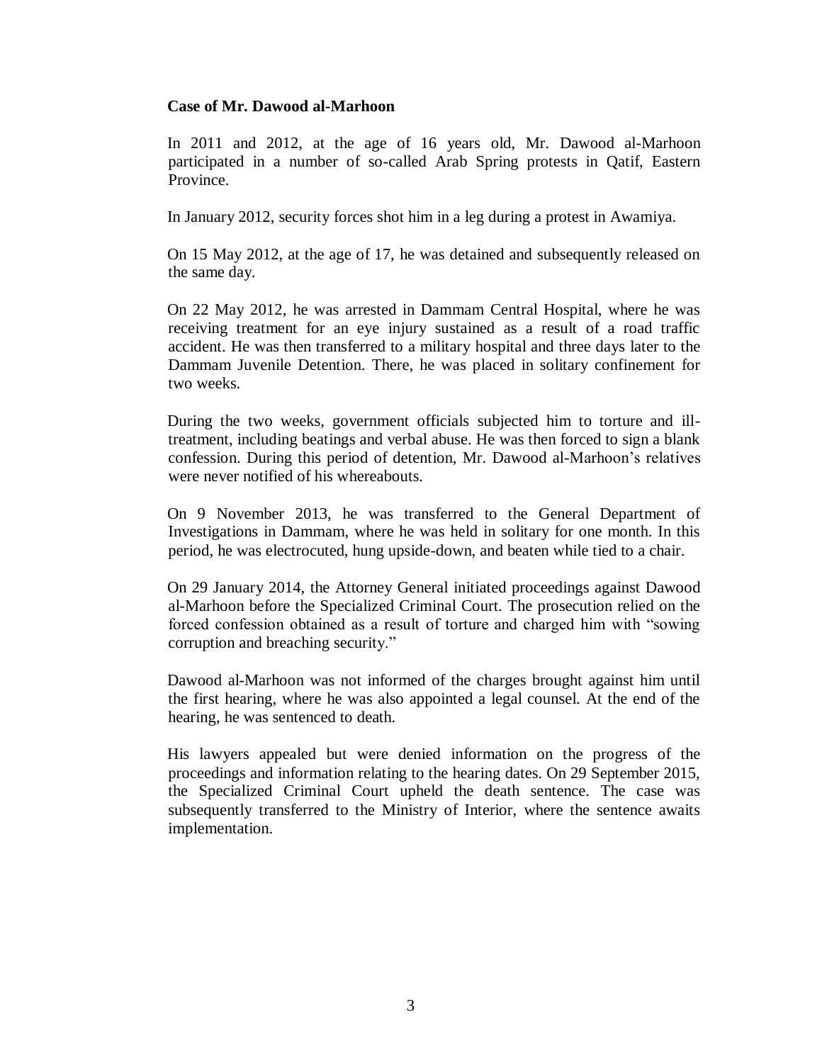**Case of Mr. Dawood al-Marhoon**

In 2011 and 2012, at the age of 16 years old, Mr. Dawood al-Marhoon participated in a number of so-called Arab Spring protests in Qatif, Eastern Province.

In January 2012, security forces shot him in a leg during a protest in Awamiya.

On 15 May 2012, at the age of 17, he was detained and subsequently released on the same day.

On 22 May 2012, he was arrested in Dammam Central Hospital, where he was receiving treatment for an eye injury sustained as a result of a road traffic accident. He was then transferred to a military hospital and three days later to the Dammam Juvenile Detention. There, he was placed in solitary confinement for two weeks.

During the two weeks, government officials subjected him to torture and ill-treatment, including beatings and verbal abuse. He was then forced to sign a blank confession. During this period of detention, Mr. Dawood al-Marhoon's relatives were never notified of his whereabouts.

On 9 November 2013, he was transferred to the General Department of Investigations in Dammam, where he was held in solitary for one month. In this period, he was electrocuted, hung upside-down, and beaten while tied to a chair.

On 29 January 2014, the Attorney General initiated proceedings against Dawood al-Marhoon before the Specialized Criminal Court. The prosecution relied on the forced confession obtained as a result of torture and charged him with "sowing corruption and breaching security."

Dawood al-Marhoon was not informed of the charges brought against him until the first hearing, where he was also appointed a legal counsel. At the end of the hearing, he was sentenced to death.

His lawyers appealed but were denied information on the progress of the proceedings and information relating to the hearing dates. On 29 September 2015, the Specialized Criminal Court upheld the death sentence. The case was subsequently transferred to the Ministry of Interior, where the sentence awaits implementation.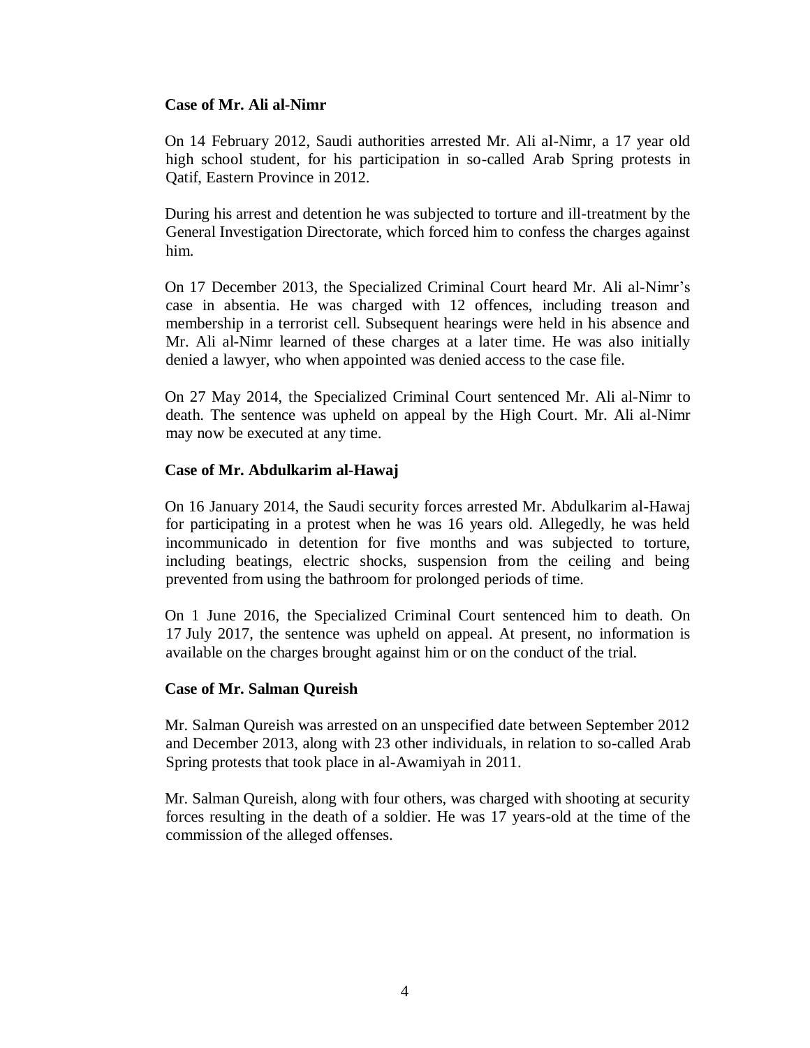**Case of Mr. Ali al-Nimr**

On 14 February 2012, Saudi authorities arrested Mr. Ali al-Nimr, a 17 year old high school student, for his participation in so-called Arab Spring protests in Qatif, Eastern Province in 2012.

During his arrest and detention he was subjected to torture and ill-treatment by the General Investigation Directorate, which forced him to confess the charges against him.

On 17 December 2013, the Specialized Criminal Court heard Mr. Ali al-Nimr's case in absentia. He was charged with 12 offences, including treason and membership in a terrorist cell. Subsequent hearings were held in his absence and Mr. Ali al-Nimr learned of these charges at a later time. He was also initially denied a lawyer, who when appointed was denied access to the case file.

On 27 May 2014, the Specialized Criminal Court sentenced Mr. Ali al-Nimr to death. The sentence was upheld on appeal by the High Court. Mr. Ali al-Nimr may now be executed at any time.

**Case of Mr. Abdulkarim al-Hawaj**

On 16 January 2014, the Saudi security forces arrested Mr. Abdulkarim al-Hawaj for participating in a protest when he was 16 years old. Allegedly, he was held incommunicado in detention for five months and was subjected to torture, including beatings, electric shocks, suspension from the ceiling and being prevented from using the bathroom for prolonged periods of time.

On 1 June 2016, the Specialized Criminal Court sentenced him to death. On 17 July 2017, the sentence was upheld on appeal. At present, no information is available on the charges brought against him or on the conduct of the trial.

**Case of Mr. Salman Qureish**

Mr. Salman Qureish was arrested on an unspecified date between September 2012 and December 2013, along with 23 other individuals, in relation to so-called Arab Spring protests that took place in al-Awamiyah in 2011.

Mr. Salman Qureish, along with four others, was charged with shooting at security forces resulting in the death of a soldier. He was 17 years-old at the time of the commission of the alleged offenses.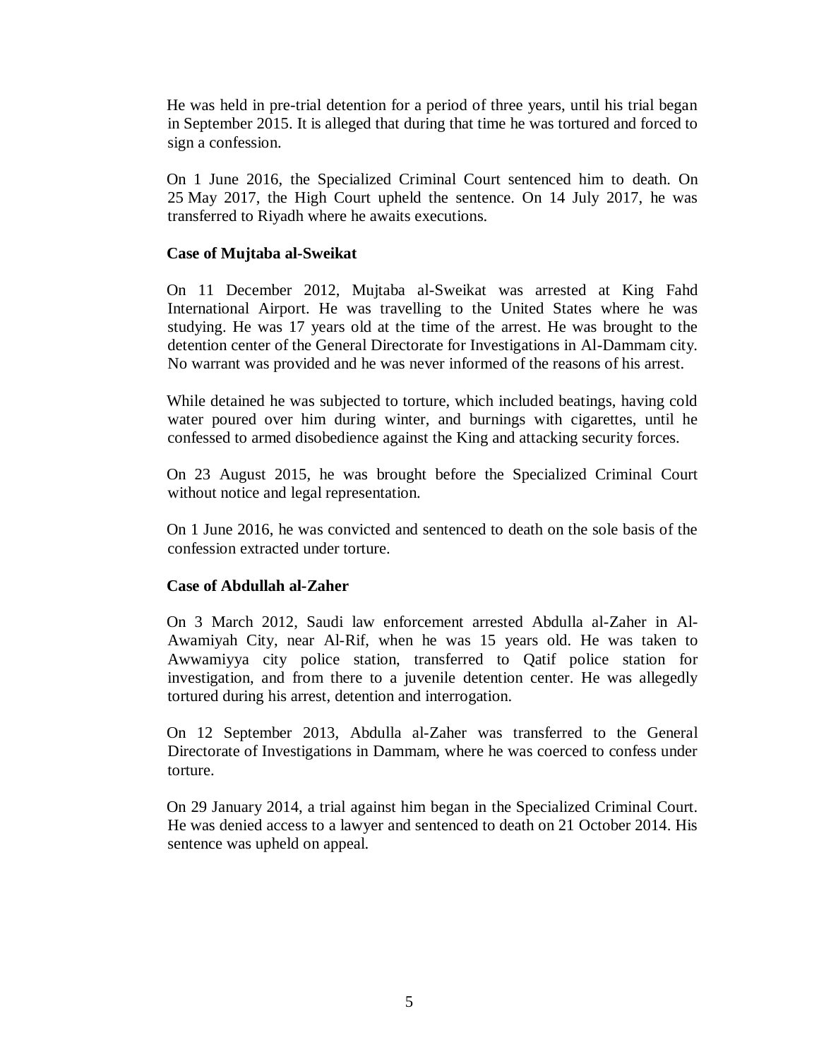He was held in pre-trial detention for a period of three years, until his trial began in September 2015. It is alleged that during that time he was tortured and forced to sign a confession.

On 1 June 2016, the Specialized Criminal Court sentenced him to death. On 25 May 2017, the High Court upheld the sentence. On 14 July 2017, he was transferred to Riyadh where he awaits executions.

**Case of Mujtaba al-Sweikat**

On 11 December 2012, Mujtaba al-Sweikat was arrested at King Fahd International Airport. He was travelling to the United States where he was studying. He was 17 years old at the time of the arrest. He was brought to the detention center of the General Directorate for Investigations in Al-Dammam city. No warrant was provided and he was never informed of the reasons of his arrest.

While detained he was subjected to torture, which included beatings, having cold water poured over him during winter, and burnings with cigarettes, until he confessed to armed disobedience against the King and attacking security forces.

On 23 August 2015, he was brought before the Specialized Criminal Court without notice and legal representation.

On 1 June 2016, he was convicted and sentenced to death on the sole basis of the confession extracted under torture.

**Case of Abdullah al-Zaher**

On 3 March 2012, Saudi law enforcement arrested Abdulla al-Zaher in Al-Awamiyah City, near Al-Rif, when he was 15 years old. He was taken to Awwamiyya city police station, transferred to Qatif police station for investigation, and from there to a juvenile detention center. He was allegedly tortured during his arrest, detention and interrogation.

On 12 September 2013, Abdulla al-Zaher was transferred to the General Directorate of Investigations in Dammam, where he was coerced to confess under torture.

On 29 January 2014, a trial against him began in the Specialized Criminal Court. He was denied access to a lawyer and sentenced to death on 21 October 2014. His sentence was upheld on appeal.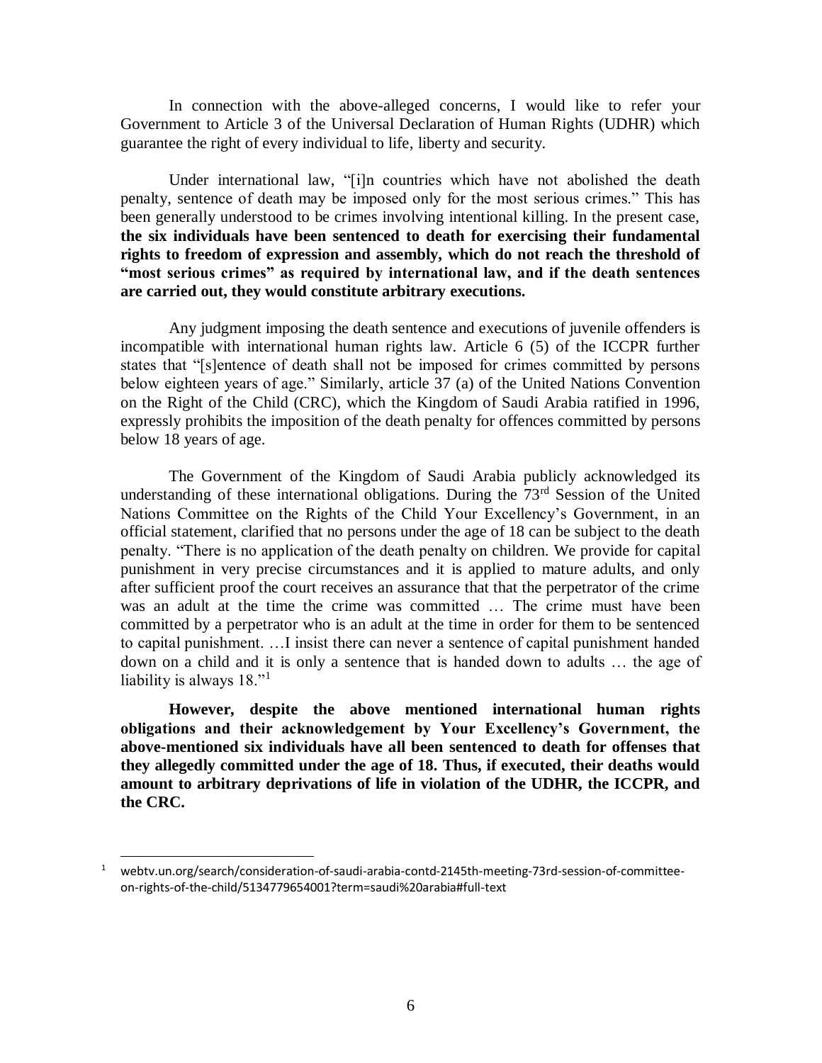In connection with the above-alleged concerns, I would like to refer your Government to Article 3 of the Universal Declaration of Human Rights (UDHR) which guarantee the right of every individual to life, liberty and security.

Under international law, "[i]n countries which have not abolished the death penalty, sentence of death may be imposed only for the most serious crimes." This has been generally understood to be crimes involving intentional killing. In the present case, **the six individuals have been sentenced to death for exercising their fundamental rights to freedom of expression and assembly, which do not reach the threshold of "most serious crimes" as required by international law, and if the death sentences are carried out, they would constitute arbitrary executions.**

Any judgment imposing the death sentence and executions of juvenile offenders is incompatible with international human rights law. Article 6 (5) of the ICCPR further states that "[s]entence of death shall not be imposed for crimes committed by persons below eighteen years of age." Similarly, article 37 (a) of the United Nations Convention on the Right of the Child (CRC), which the Kingdom of Saudi Arabia ratified in 1996, expressly prohibits the imposition of the death penalty for offences committed by persons below 18 years of age.

The Government of the Kingdom of Saudi Arabia publicly acknowledged its understanding of these international obligations. During the 73rd Session of the United Nations Committee on the Rights of the Child Your Excellency's Government, in an official statement, clarified that no persons under the age of 18 can be subject to the death penalty. "There is no application of the death penalty on children. We provide for capital punishment in very precise circumstances and it is applied to mature adults, and only after sufficient proof the court receives an assurance that that the perpetrator of the crime was an adult at the time the crime was committed … The crime must have been committed by a perpetrator who is an adult at the time in order for them to be sentenced to capital punishment. …I insist there can never a sentence of capital punishment handed down on a child and it is only a sentence that is handed down to adults … the age of liability is always 18."[1]

**However, despite the above mentioned international human rights obligations and their acknowledgement by Your Excellency's Government, the above-mentioned six individuals have all been sentenced to death for offenses that they allegedly committed under the age of 18. Thus, if executed, their deaths would amount to arbitrary deprivations of life in violation of the UDHR, the ICCPR, and the CRC.**

---

[1] webtv.un.org/search/consideration-of-saudi-arabia-contd-2145th-meeting-73rd-session-of-committee-on-rights-of-the-child/5134779654001?term=saudi%20arabia#full-text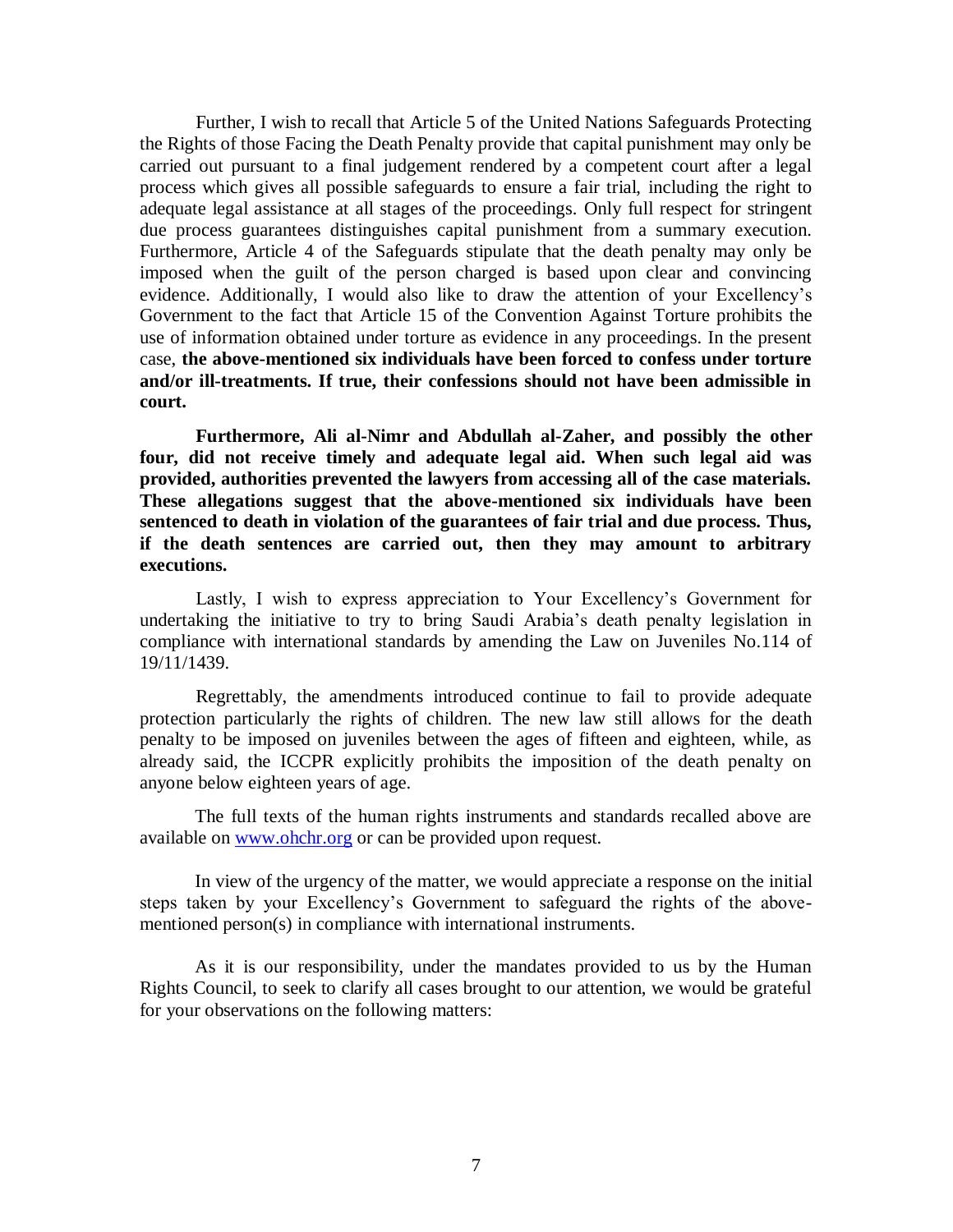Further, I wish to recall that Article 5 of the United Nations Safeguards Protecting the Rights of those Facing the Death Penalty provide that capital punishment may only be carried out pursuant to a final judgement rendered by a competent court after a legal process which gives all possible safeguards to ensure a fair trial, including the right to adequate legal assistance at all stages of the proceedings. Only full respect for stringent due process guarantees distinguishes capital punishment from a summary execution. Furthermore, Article 4 of the Safeguards stipulate that the death penalty may only be imposed when the guilt of the person charged is based upon clear and convincing evidence. Additionally, I would also like to draw the attention of your Excellency's Government to the fact that Article 15 of the Convention Against Torture prohibits the use of information obtained under torture as evidence in any proceedings. In the present case, **the above-mentioned six individuals have been forced to confess under torture and/or ill-treatments. If true, their confessions should not have been admissible in court.**

**Furthermore, Ali al-Nimr and Abdullah al-Zaher, and possibly the other four, did not receive timely and adequate legal aid. When such legal aid was provided, authorities prevented the lawyers from accessing all of the case materials. These allegations suggest that the above-mentioned six individuals have been sentenced to death in violation of the guarantees of fair trial and due process. Thus, if the death sentences are carried out, then they may amount to arbitrary executions.**

Lastly, I wish to express appreciation to Your Excellency's Government for undertaking the initiative to try to bring Saudi Arabia's death penalty legislation in compliance with international standards by amending the Law on Juveniles No.114 of 19/11/1439.

Regrettably, the amendments introduced continue to fail to provide adequate protection particularly the rights of children. The new law still allows for the death penalty to be imposed on juveniles between the ages of fifteen and eighteen, while, as already said, the ICCPR explicitly prohibits the imposition of the death penalty on anyone below eighteen years of age.

The full texts of the human rights instruments and standards recalled above are available on [www.ohchr.org](http://www.ohchr.org) or can be provided upon request.

In view of the urgency of the matter, we would appreciate a response on the initial steps taken by your Excellency's Government to safeguard the rights of the above-mentioned person(s) in compliance with international instruments.

As it is our responsibility, under the mandates provided to us by the Human Rights Council, to seek to clarify all cases brought to our attention, we would be grateful for your observations on the following matters: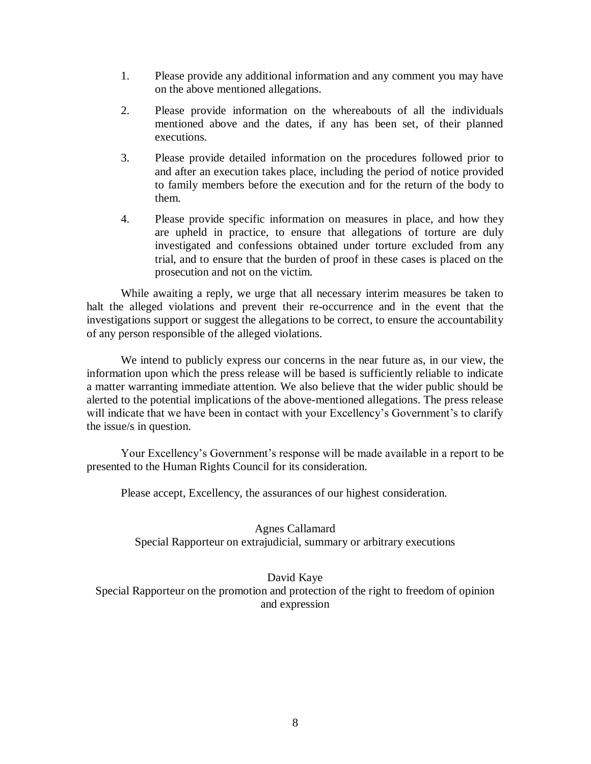1. Please provide any additional information and any comment you may have on the above mentioned allegations.

2. Please provide information on the whereabouts of all the individuals mentioned above and the dates, if any has been set, of their planned executions.

3. Please provide detailed information on the procedures followed prior to and after an execution takes place, including the period of notice provided to family members before the execution and for the return of the body to them.

4. Please provide specific information on measures in place, and how they are upheld in practice, to ensure that allegations of torture are duly investigated and confessions obtained under torture excluded from any trial, and to ensure that the burden of proof in these cases is placed on the prosecution and not on the victim.

While awaiting a reply, we urge that all necessary interim measures be taken to halt the alleged violations and prevent their re-occurrence and in the event that the investigations support or suggest the allegations to be correct, to ensure the accountability of any person responsible of the alleged violations.

We intend to publicly express our concerns in the near future as, in our view, the information upon which the press release will be based is sufficiently reliable to indicate a matter warranting immediate attention. We also believe that the wider public should be alerted to the potential implications of the above-mentioned allegations. The press release will indicate that we have been in contact with your Excellency's Government's to clarify the issue/s in question.

Your Excellency's Government's response will be made available in a report to be presented to the Human Rights Council for its consideration.

Please accept, Excellency, the assurances of our highest consideration.

Agnes Callamard
Special Rapporteur on extrajudicial, summary or arbitrary executions

David Kaye
Special Rapporteur on the promotion and protection of the right to freedom of opinion and expression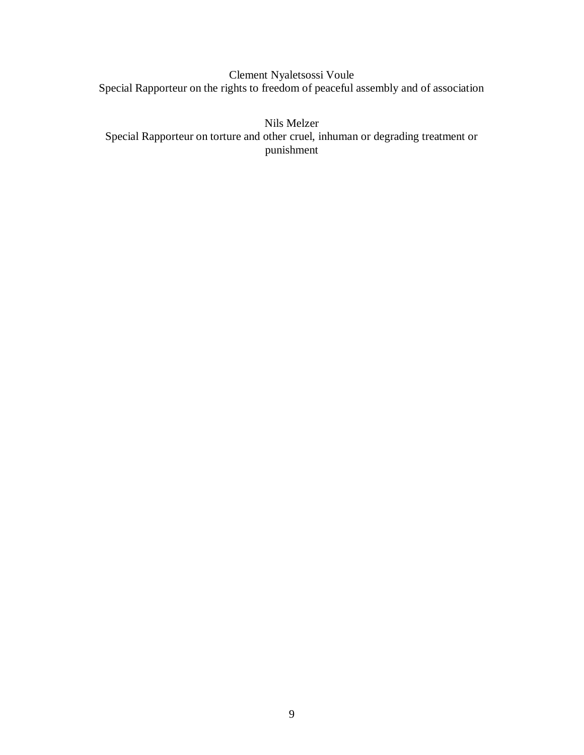Clement Nyaletsossi Voule
Special Rapporteur on the rights to freedom of peaceful assembly and of association

Nils Melzer
Special Rapporteur on torture and other cruel, inhuman or degrading treatment or punishment